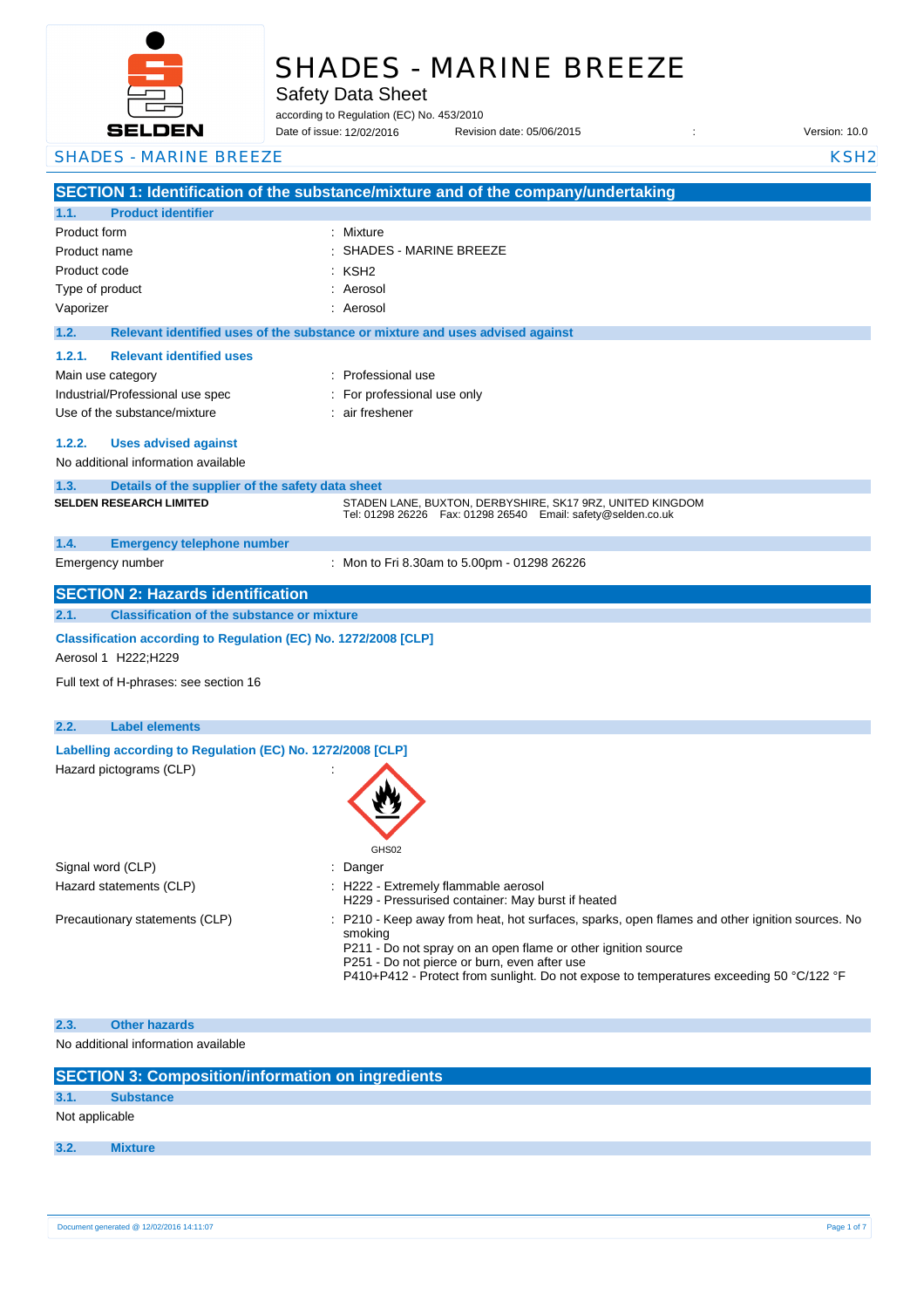# SHADES - MARINE BREEZE

Safety Data Sheet

according to Regulation (EC) No. 453/2010

Date of issue: 12/02/2016 Revision date: 05/06/2015 : Version: 10.0

SHADES - MARINE BREEZE KSH2

## SECTION 1: Identification of the substance/mixture and of the company/undertaking

### 1.1. Product identifier

| | |
|---|---|
| Product form | : Mixture |
| Product name | : SHADES - MARINE BREEZE |
| Product code | : KSH2 |
| Type of product | : Aerosol |
| Vaporizer | : Aerosol |

### 1.2. Relevant identified uses of the substance or mixture and uses advised against

#### 1.2.1. Relevant identified uses

| | |
|---|---|
| Main use category | : Professional use |
| Industrial/Professional use spec | : For professional use only |
| Use of the substance/mixture | : air freshener |

#### 1.2.2. Uses advised against

No additional information available

### 1.3. Details of the supplier of the safety data sheet

**SELDEN RESEARCH LIMITED**

STADEN LANE, BUXTON, DERBYSHIRE, SK17 9RZ, UNITED KINGDOM
Tel: 01298 26226 Fax: 01298 26540 Email: safety@selden.co.uk

### 1.4. Emergency telephone number

| | |
|---|---|
| Emergency number | : Mon to Fri 8.30am to 5.00pm - 01298 26226 |

## SECTION 2: Hazards identification

### 2.1. Classification of the substance or mixture

**Classification according to Regulation (EC) No. 1272/2008 [CLP]**

Aerosol 1 H222;H229

Full text of H-phrases: see section 16

### 2.2. Label elements

**Labelling according to Regulation (EC) No. 1272/2008 [CLP]**

Hazard pictograms (CLP) :

GHS02

| | |
|---|---|
| Signal word (CLP) | : Danger |
| Hazard statements (CLP) | : H222 - Extremely flammable aerosol<br>H229 - Pressurised container: May burst if heated |
| Precautionary statements (CLP) | : P210 - Keep away from heat, hot surfaces, sparks, open flames and other ignition sources. No smoking<br>P211 - Do not spray on an open flame or other ignition source<br>P251 - Do not pierce or burn, even after use<br>P410+P412 - Protect from sunlight. Do not expose to temperatures exceeding 50 °C/122 °F |

### 2.3. Other hazards

No additional information available

## SECTION 3: Composition/information on ingredients

### 3.1. Substance

Not applicable

### 3.2. Mixture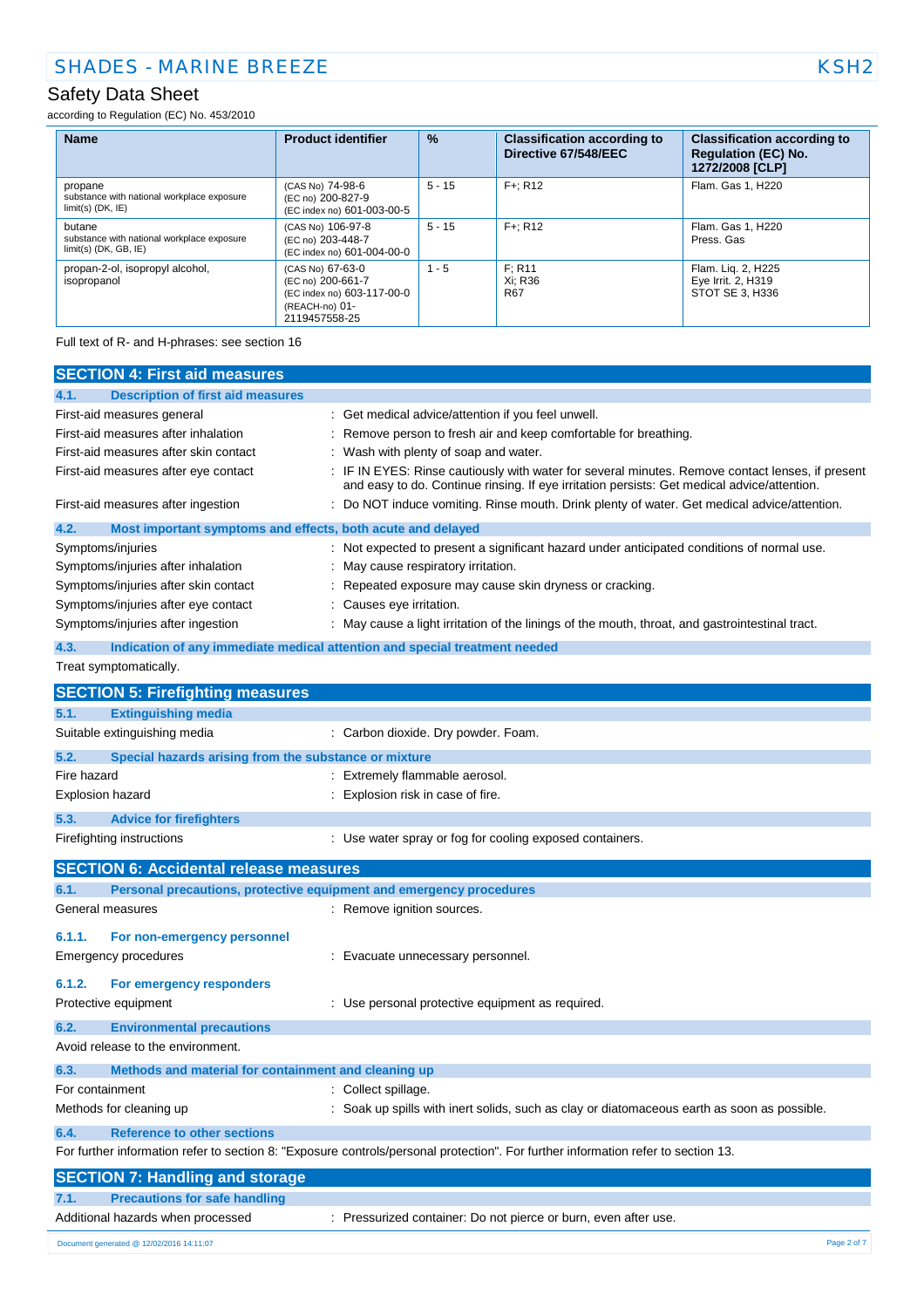| Name | Product identifier | % | Classification according to Directive 67/548/EEC | Classification according to Regulation (EC) No. 1272/2008 [CLP] |
|---|---|---|---|---|
| propane<br>substance with national workplace exposure limit(s) (DK, IE) | (CAS No) 74-98-6<br>(EC no) 200-827-9<br>(EC index no) 601-003-00-5 | 5 - 15 | F+; R12 | Flam. Gas 1, H220 |
| butane<br>substance with national workplace exposure limit(s) (DK, GB, IE) | (CAS No) 106-97-8<br>(EC no) 203-448-7<br>(EC index no) 601-004-00-0 | 5 - 15 | F+; R12 | Flam. Gas 1, H220<br>Press. Gas |
| propan-2-ol, isopropyl alcohol, isopropanol | (CAS No) 67-63-0<br>(EC no) 200-661-7<br>(EC index no) 603-117-00-0<br>(REACH-no) 01-2119457558-25 | 1 - 5 | F; R11<br>Xi; R36<br>R67 | Flam. Liq. 2, H225<br>Eye Irrit. 2, H319<br>STOT SE 3, H336 |

Full text of R- and H-phrases: see section 16

## SECTION 4: First aid measures

### 4.1. Description of first aid measures

First-aid measures general : Get medical advice/attention if you feel unwell.

First-aid measures after inhalation : Remove person to fresh air and keep comfortable for breathing.

First-aid measures after skin contact : Wash with plenty of soap and water.

First-aid measures after eye contact : IF IN EYES: Rinse cautiously with water for several minutes. Remove contact lenses, if present and easy to do. Continue rinsing. If eye irritation persists: Get medical advice/attention.

First-aid measures after ingestion : Do NOT induce vomiting. Rinse mouth. Drink plenty of water. Get medical advice/attention.

### 4.2. Most important symptoms and effects, both acute and delayed

Symptoms/injuries : Not expected to present a significant hazard under anticipated conditions of normal use.

Symptoms/injuries after inhalation : May cause respiratory irritation.

Symptoms/injuries after skin contact : Repeated exposure may cause skin dryness or cracking.

Symptoms/injuries after eye contact : Causes eye irritation.

Symptoms/injuries after ingestion : May cause a light irritation of the linings of the mouth, throat, and gastrointestinal tract.

### 4.3. Indication of any immediate medical attention and special treatment needed

Treat symptomatically.

## SECTION 5: Firefighting measures

### 5.1. Extinguishing media

Suitable extinguishing media : Carbon dioxide. Dry powder. Foam.

### 5.2. Special hazards arising from the substance or mixture

Fire hazard : Extremely flammable aerosol.

Explosion hazard : Explosion risk in case of fire.

### 5.3. Advice for firefighters

Firefighting instructions : Use water spray or fog for cooling exposed containers.

## SECTION 6: Accidental release measures

### 6.1. Personal precautions, protective equipment and emergency procedures

General measures : Remove ignition sources.

#### 6.1.1. For non-emergency personnel

Emergency procedures : Evacuate unnecessary personnel.

#### 6.1.2. For emergency responders

Protective equipment : Use personal protective equipment as required.

### 6.2. Environmental precautions

Avoid release to the environment.

### 6.3. Methods and material for containment and cleaning up

For containment : Collect spillage.

Methods for cleaning up : Soak up spills with inert solids, such as clay or diatomaceous earth as soon as possible.

### 6.4. Reference to other sections

For further information refer to section 8: "Exposure controls/personal protection". For further information refer to section 13.

## SECTION 7: Handling and storage

### 7.1. Precautions for safe handling

Additional hazards when processed : Pressurized container: Do not pierce or burn, even after use.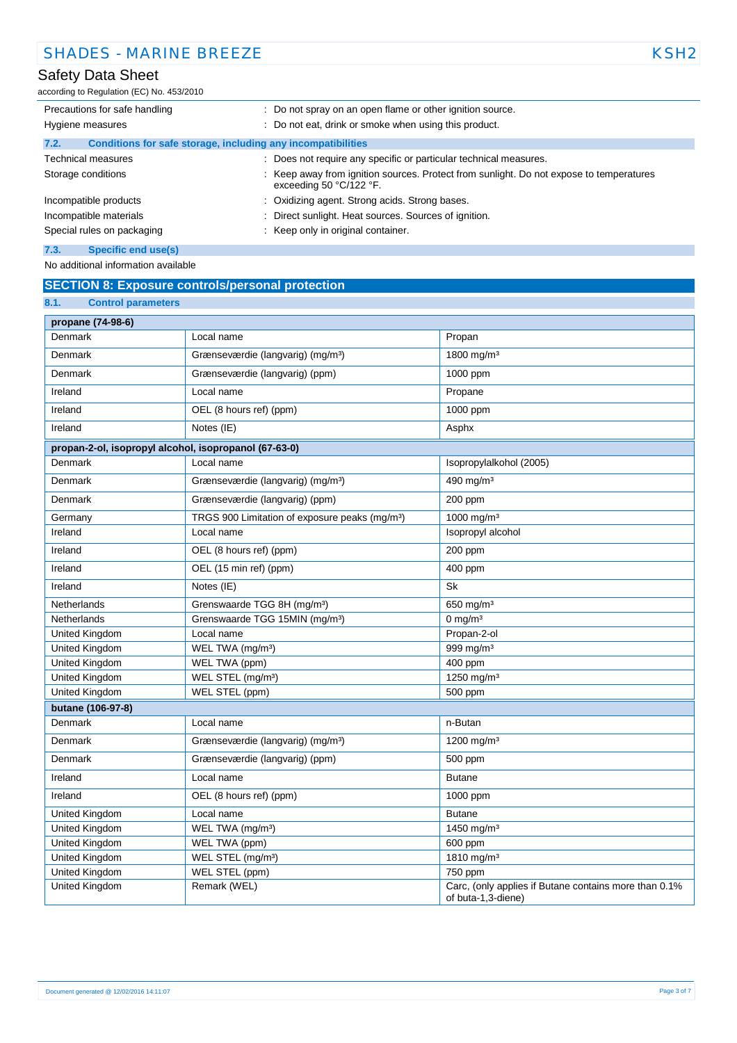| | |
|---|---|
| Precautions for safe handling | : Do not spray on an open flame or other ignition source. |
| Hygiene measures | : Do not eat, drink or smoke when using this product. |

### 7.2. Conditions for safe storage, including any incompatibilities

| | |
|---|---|
| Technical measures | : Does not require any specific or particular technical measures. |
| Storage conditions | : Keep away from ignition sources. Protect from sunlight. Do not expose to temperatures exceeding 50 °C/122 °F. |
| Incompatible products | : Oxidizing agent. Strong acids. Strong bases. |
| Incompatible materials | : Direct sunlight. Heat sources. Sources of ignition. |
| Special rules on packaging | : Keep only in original container. |

### 7.3. Specific end use(s)

No additional information available

## SECTION 8: Exposure controls/personal protection

### 8.1. Control parameters

| **propane (74-98-6)** | | |
|---|---|---|
| Denmark | Local name | Propan |
| Denmark | Grænseværdie (langvarig) (mg/m³) | 1800 mg/m³ |
| Denmark | Grænseværdie (langvarig) (ppm) | 1000 ppm |
| Ireland | Local name | Propane |
| Ireland | OEL (8 hours ref) (ppm) | 1000 ppm |
| Ireland | Notes (IE) | Asphx |

| **propan-2-ol, isopropyl alcohol, isopropanol (67-63-0)** | | |
|---|---|---|
| Denmark | Local name | Isopropylalkohol (2005) |
| Denmark | Grænseværdie (langvarig) (mg/m³) | 490 mg/m³ |
| Denmark | Grænseværdie (langvarig) (ppm) | 200 ppm |
| Germany | TRGS 900 Limitation of exposure peaks (mg/m³) | 1000 mg/m³ |
| Ireland | Local name | Isopropyl alcohol |
| Ireland | OEL (8 hours ref) (ppm) | 200 ppm |
| Ireland | OEL (15 min ref) (ppm) | 400 ppm |
| Ireland | Notes (IE) | Sk |
| Netherlands | Grenswaarde TGG 8H (mg/m³) | 650 mg/m³ |
| Netherlands | Grenswaarde TGG 15MIN (mg/m³) | 0 mg/m³ |
| United Kingdom | Local name | Propan-2-ol |
| United Kingdom | WEL TWA (mg/m³) | 999 mg/m³ |
| United Kingdom | WEL TWA (ppm) | 400 ppm |
| United Kingdom | WEL STEL (mg/m³) | 1250 mg/m³ |
| United Kingdom | WEL STEL (ppm) | 500 ppm |

| **butane (106-97-8)** | | |
|---|---|---|
| Denmark | Local name | n-Butan |
| Denmark | Grænseværdie (langvarig) (mg/m³) | 1200 mg/m³ |
| Denmark | Grænseværdie (langvarig) (ppm) | 500 ppm |
| Ireland | Local name | Butane |
| Ireland | OEL (8 hours ref) (ppm) | 1000 ppm |
| United Kingdom | Local name | Butane |
| United Kingdom | WEL TWA (mg/m³) | 1450 mg/m³ |
| United Kingdom | WEL TWA (ppm) | 600 ppm |
| United Kingdom | WEL STEL (mg/m³) | 1810 mg/m³ |
| United Kingdom | WEL STEL (ppm) | 750 ppm |
| United Kingdom | Remark (WEL) | Carc, (only applies if Butane contains more than 0.1% of buta-1,3-diene) |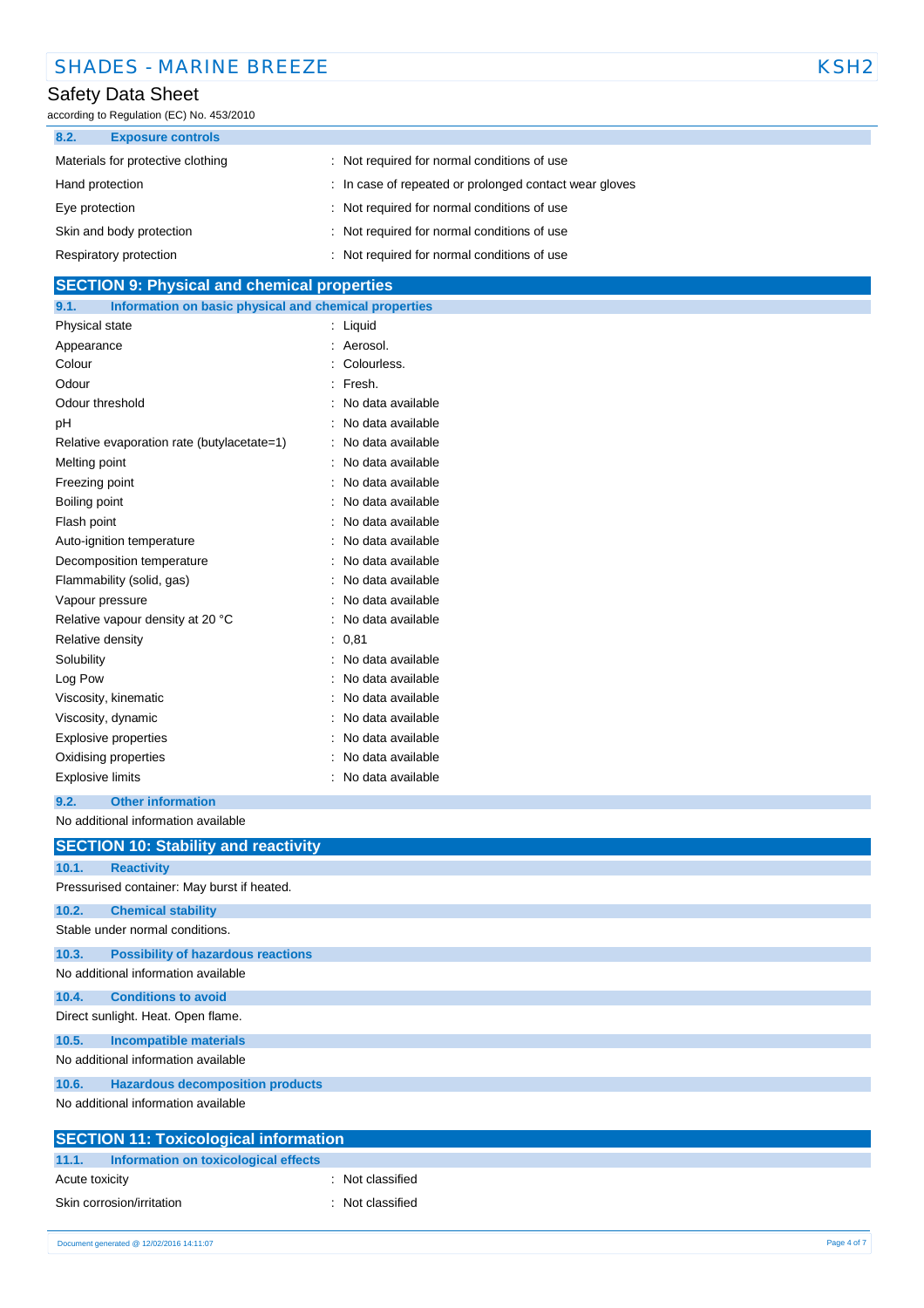### 8.2. Exposure controls

| | |
|---|---|
| Materials for protective clothing | : Not required for normal conditions of use |
| Hand protection | : In case of repeated or prolonged contact wear gloves |
| Eye protection | : Not required for normal conditions of use |
| Skin and body protection | : Not required for normal conditions of use |
| Respiratory protection | : Not required for normal conditions of use |

## SECTION 9: Physical and chemical properties

### 9.1. Information on basic physical and chemical properties

| | |
|---|---|
| Physical state | : Liquid |
| Appearance | : Aerosol. |
| Colour | : Colourless. |
| Odour | : Fresh. |
| Odour threshold | : No data available |
| pH | : No data available |
| Relative evaporation rate (butylacetate=1) | : No data available |
| Melting point | : No data available |
| Freezing point | : No data available |
| Boiling point | : No data available |
| Flash point | : No data available |
| Auto-ignition temperature | : No data available |
| Decomposition temperature | : No data available |
| Flammability (solid, gas) | : No data available |
| Vapour pressure | : No data available |
| Relative vapour density at 20 °C | : No data available |
| Relative density | : 0,81 |
| Solubility | : No data available |
| Log Pow | : No data available |
| Viscosity, kinematic | : No data available |
| Viscosity, dynamic | : No data available |
| Explosive properties | : No data available |
| Oxidising properties | : No data available |
| Explosive limits | : No data available |

### 9.2. Other information

No additional information available

## SECTION 10: Stability and reactivity

### 10.1. Reactivity

Pressurised container: May burst if heated.

### 10.2. Chemical stability

Stable under normal conditions.

### 10.3. Possibility of hazardous reactions

No additional information available

### 10.4. Conditions to avoid

Direct sunlight. Heat. Open flame.

### 10.5. Incompatible materials

No additional information available

### 10.6. Hazardous decomposition products

No additional information available

## SECTION 11: Toxicological information

### 11.1. Information on toxicological effects

| | |
|---|---|
| Acute toxicity | : Not classified |
| Skin corrosion/irritation | : Not classified |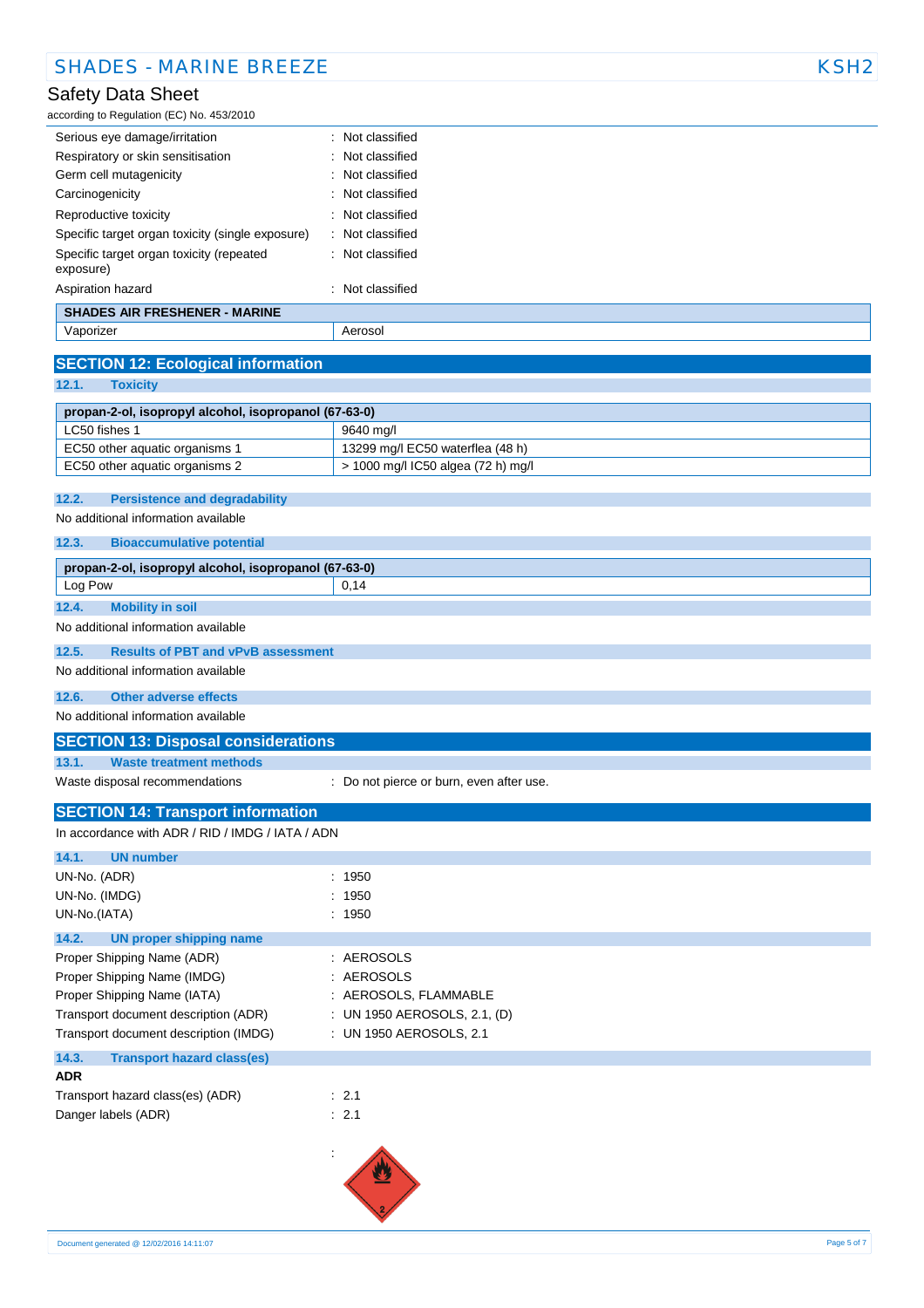| | |
|---|---|
| Serious eye damage/irritation | : Not classified |
| Respiratory or skin sensitisation | : Not classified |
| Germ cell mutagenicity | : Not classified |
| Carcinogenicity | : Not classified |
| Reproductive toxicity | : Not classified |
| Specific target organ toxicity (single exposure) | : Not classified |
| Specific target organ toxicity (repeated exposure) | : Not classified |
| Aspiration hazard | : Not classified |

| SHADES AIR FRESHENER - MARINE | |
|---|---|
| Vaporizer | Aerosol |

## SECTION 12: Ecological information

### 12.1. Toxicity

| propan-2-ol, isopropyl alcohol, isopropanol (67-63-0) | |
|---|---|
| LC50 fishes 1 | 9640 mg/l |
| EC50 other aquatic organisms 1 | 13299 mg/l EC50 waterflea (48 h) |
| EC50 other aquatic organisms 2 | > 1000 mg/l IC50 algea (72 h) mg/l |

### 12.2. Persistence and degradability

No additional information available

### 12.3. Bioaccumulative potential

| propan-2-ol, isopropyl alcohol, isopropanol (67-63-0) | |
|---|---|
| Log Pow | 0,14 |

### 12.4. Mobility in soil

No additional information available

### 12.5. Results of PBT and vPvB assessment

No additional information available

### 12.6. Other adverse effects

No additional information available

## SECTION 13: Disposal considerations

### 13.1. Waste treatment methods

Waste disposal recommendations : Do not pierce or burn, even after use.

## SECTION 14: Transport information

In accordance with ADR / RID / IMDG / IATA / ADN

### 14.1. UN number

| | |
|---|---|
| UN-No. (ADR) | : 1950 |
| UN-No. (IMDG) | : 1950 |
| UN-No.(IATA) | : 1950 |

### 14.2. UN proper shipping name

| | |
|---|---|
| Proper Shipping Name (ADR) | : AEROSOLS |
| Proper Shipping Name (IMDG) | : AEROSOLS |
| Proper Shipping Name (IATA) | : AEROSOLS, FLAMMABLE |
| Transport document description (ADR) | : UN 1950 AEROSOLS, 2.1, (D) |
| Transport document description (IMDG) | : UN 1950 AEROSOLS, 2.1 |

### 14.3. Transport hazard class(es)

**ADR**

| | |
|---|---|
| Transport hazard class(es) (ADR) | : 2.1 |
| Danger labels (ADR) | : 2.1 |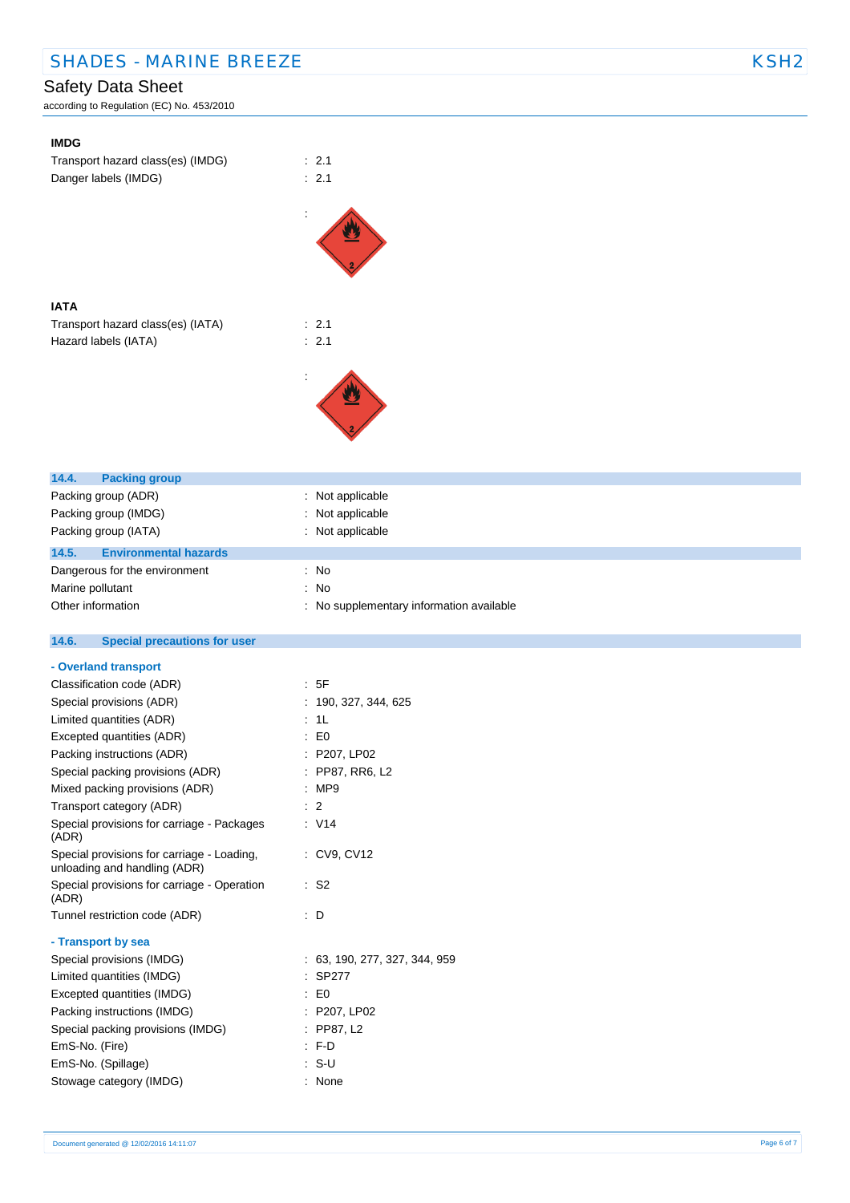**IMDG**

| | |
|---|---|
| Transport hazard class(es) (IMDG) | : 2.1 |
| Danger labels (IMDG) | : 2.1 |
| | : |

**IATA**

| | |
|---|---|
| Transport hazard class(es) (IATA) | : 2.1 |
| Hazard labels (IATA) | : 2.1 |
| | : |

## 14.4. Packing group

| | |
|---|---|
| Packing group (ADR) | : Not applicable |
| Packing group (IMDG) | : Not applicable |
| Packing group (IATA) | : Not applicable |

## 14.5. Environmental hazards

| | |
|---|---|
| Dangerous for the environment | : No |
| Marine pollutant | : No |
| Other information | : No supplementary information available |

## 14.6. Special precautions for user

**- Overland transport**

| | |
|---|---|
| Classification code (ADR) | : 5F |
| Special provisions (ADR) | : 190, 327, 344, 625 |
| Limited quantities (ADR) | : 1L |
| Excepted quantities (ADR) | : E0 |
| Packing instructions (ADR) | : P207, LP02 |
| Special packing provisions (ADR) | : PP87, RR6, L2 |
| Mixed packing provisions (ADR) | : MP9 |
| Transport category (ADR) | : 2 |
| Special provisions for carriage - Packages (ADR) | : V14 |
| Special provisions for carriage - Loading, unloading and handling (ADR) | : CV9, CV12 |
| Special provisions for carriage - Operation (ADR) | : S2 |
| Tunnel restriction code (ADR) | : D |

**- Transport by sea**

| | |
|---|---|
| Special provisions (IMDG) | : 63, 190, 277, 327, 344, 959 |
| Limited quantities (IMDG) | : SP277 |
| Excepted quantities (IMDG) | : E0 |
| Packing instructions (IMDG) | : P207, LP02 |
| Special packing provisions (IMDG) | : PP87, L2 |
| EmS-No. (Fire) | : F-D |
| EmS-No. (Spillage) | : S-U |
| Stowage category (IMDG) | : None |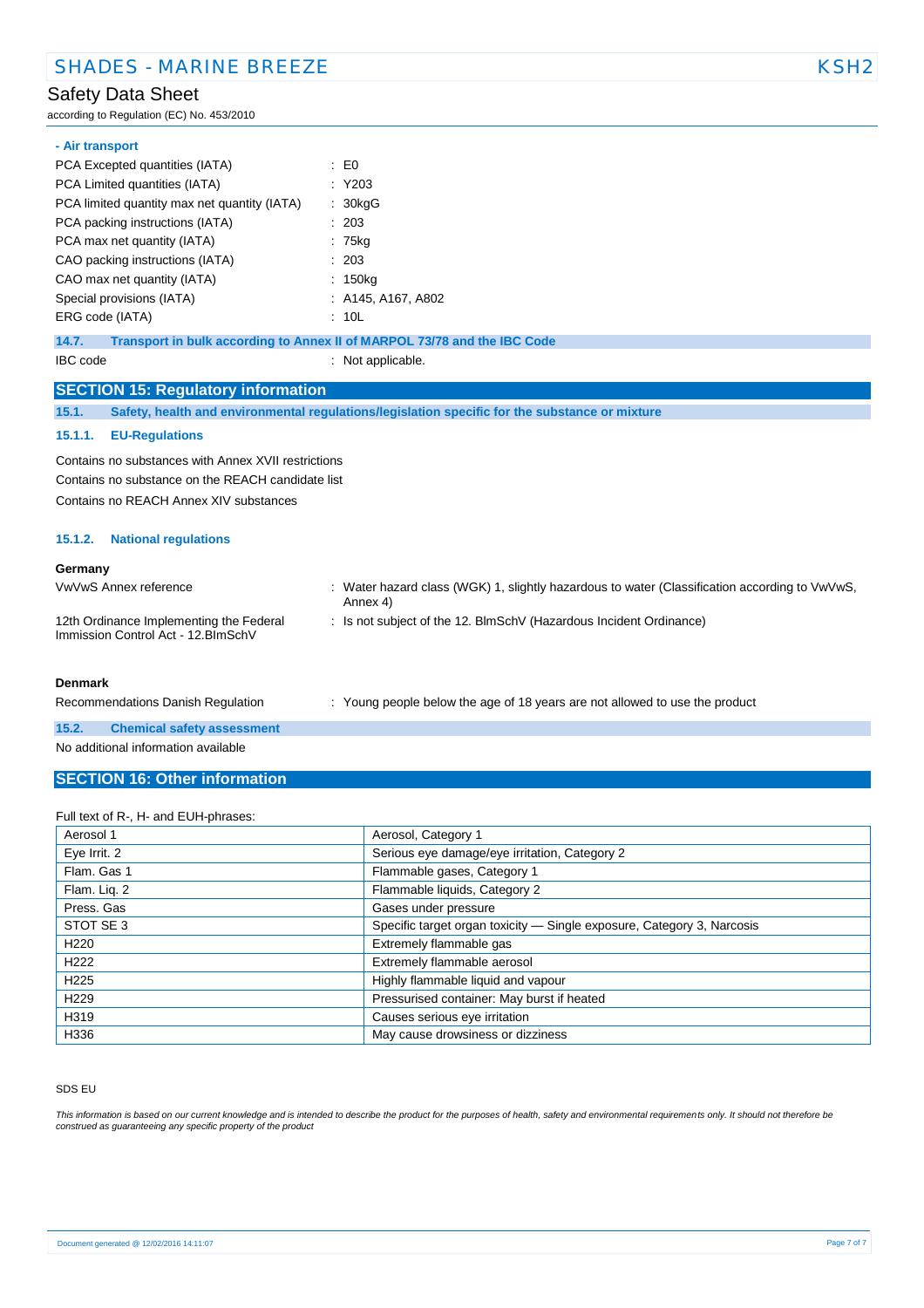**- Air transport**

| | |
|---|---|
| PCA Excepted quantities (IATA) | : E0 |
| PCA Limited quantities (IATA) | : Y203 |
| PCA limited quantity max net quantity (IATA) | : 30kgG |
| PCA packing instructions (IATA) | : 203 |
| PCA max net quantity (IATA) | : 75kg |
| CAO packing instructions (IATA) | : 203 |
| CAO max net quantity (IATA) | : 150kg |
| Special provisions (IATA) | : A145, A167, A802 |
| ERG code (IATA) | : 10L |

### 14.7. Transport in bulk according to Annex II of MARPOL 73/78 and the IBC Code

IBC code : Not applicable.

## SECTION 15: Regulatory information

### 15.1. Safety, health and environmental regulations/legislation specific for the substance or mixture

#### 15.1.1. EU-Regulations

Contains no substances with Annex XVII restrictions

Contains no substance on the REACH candidate list

Contains no REACH Annex XIV substances

#### 15.1.2. National regulations

**Germany**

| | |
|---|---|
| VwVwS Annex reference | : Water hazard class (WGK) 1, slightly hazardous to water (Classification according to VwVwS, Annex 4) |
| 12th Ordinance Implementing the Federal Immission Control Act - 12.BImSchV | : Is not subject of the 12. BlmSchV (Hazardous Incident Ordinance) |

**Denmark**

Recommendations Danish Regulation : Young people below the age of 18 years are not allowed to use the product

### 15.2. Chemical safety assessment

No additional information available

## SECTION 16: Other information

Full text of R-, H- and EUH-phrases:

| | |
|---|---|
| Aerosol 1 | Aerosol, Category 1 |
| Eye Irrit. 2 | Serious eye damage/eye irritation, Category 2 |
| Flam. Gas 1 | Flammable gases, Category 1 |
| Flam. Liq. 2 | Flammable liquids, Category 2 |
| Press. Gas | Gases under pressure |
| STOT SE 3 | Specific target organ toxicity — Single exposure, Category 3, Narcosis |
| H220 | Extremely flammable gas |
| H222 | Extremely flammable aerosol |
| H225 | Highly flammable liquid and vapour |
| H229 | Pressurised container: May burst if heated |
| H319 | Causes serious eye irritation |
| H336 | May cause drowsiness or dizziness |

SDS EU

*This information is based on our current knowledge and is intended to describe the product for the purposes of health, safety and environmental requirements only. It should not therefore be construed as guaranteeing any specific property of the product*